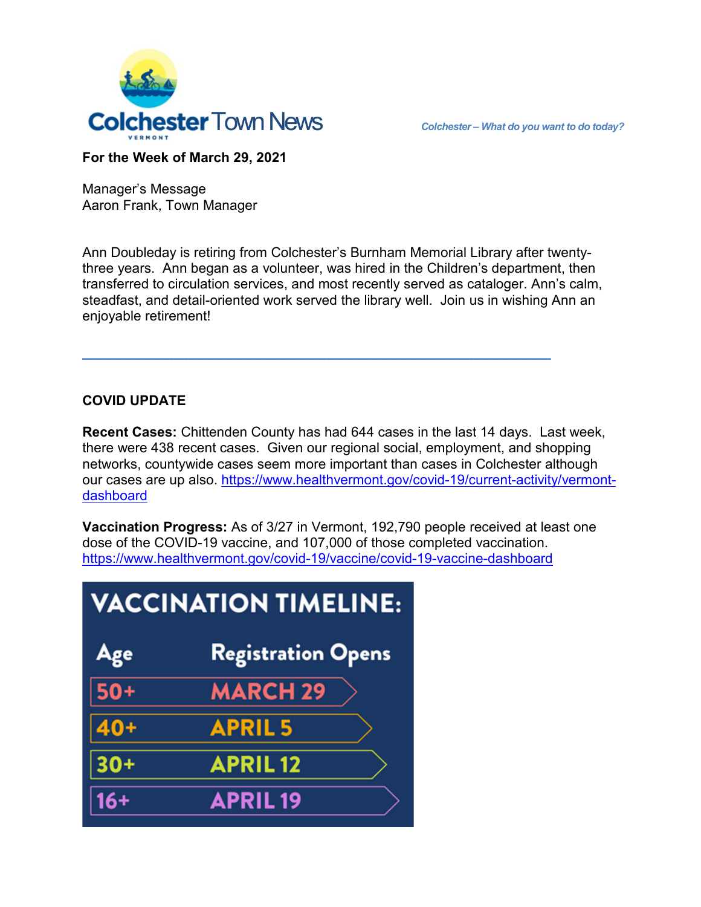# Colchester Town News

VERMONT

*Colchester – What do you want to do today?*

**For the Week of March 29, 2021**

Manager's Message
Aaron Frank, Town Manager

Ann Doubleday is retiring from Colchester's Burnham Memorial Library after twenty-three years. Ann began as a volunteer, was hired in the Children's department, then transferred to circulation services, and most recently served as cataloger. Ann's calm, steadfast, and detail-oriented work served the library well. Join us in wishing Ann an enjoyable retirement!

---

**COVID UPDATE**

**Recent Cases:** Chittenden County has had 644 cases in the last 14 days. Last week, there were 438 recent cases. Given our regional social, employment, and shopping networks, countywide cases seem more important than cases in Colchester although our cases are up also. https://www.healthvermont.gov/covid-19/current-activity/vermont-dashboard

**Vaccination Progress:** As of 3/27 in Vermont, 192,790 people received at least one dose of the COVID-19 vaccine, and 107,000 of those completed vaccination. https://www.healthvermont.gov/covid-19/vaccine/covid-19-vaccine-dashboard

**VACCINATION TIMELINE:**

| Age | Registration Opens |
| --- | --- |
| 50+ | MARCH 29 |
| 40+ | APRIL 5 |
| 30+ | APRIL 12 |
| 16+ | APRIL 19 |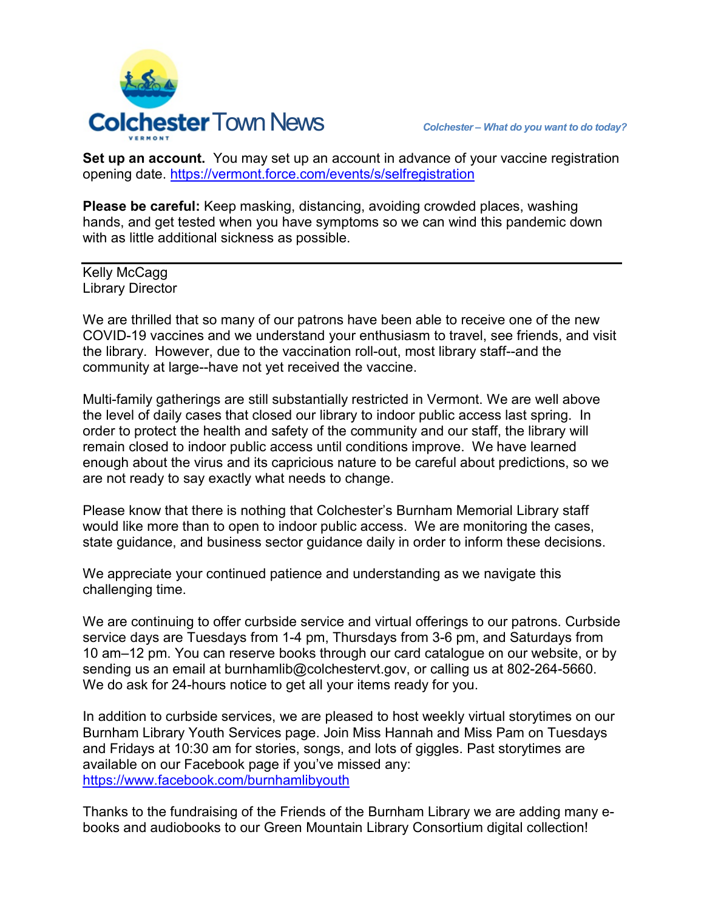**Set up an account.** You may set up an account in advance of your vaccine registration opening date. https://vermont.force.com/events/s/selfregistration

**Please be careful:** Keep masking, distancing, avoiding crowded places, washing hands, and get tested when you have symptoms so we can wind this pandemic down with as little additional sickness as possible.

---

Kelly McCagg
Library Director

We are thrilled that so many of our patrons have been able to receive one of the new COVID-19 vaccines and we understand your enthusiasm to travel, see friends, and visit the library. However, due to the vaccination roll-out, most library staff--and the community at large--have not yet received the vaccine.

Multi-family gatherings are still substantially restricted in Vermont. We are well above the level of daily cases that closed our library to indoor public access last spring. In order to protect the health and safety of the community and our staff, the library will remain closed to indoor public access until conditions improve. We have learned enough about the virus and its capricious nature to be careful about predictions, so we are not ready to say exactly what needs to change.

Please know that there is nothing that Colchester's Burnham Memorial Library staff would like more than to open to indoor public access. We are monitoring the cases, state guidance, and business sector guidance daily in order to inform these decisions.

We appreciate your continued patience and understanding as we navigate this challenging time.

We are continuing to offer curbside service and virtual offerings to our patrons. Curbside service days are Tuesdays from 1-4 pm, Thursdays from 3-6 pm, and Saturdays from 10 am–12 pm. You can reserve books through our card catalogue on our website, or by sending us an email at burnhamlib@colchestervt.gov, or calling us at 802-264-5660. We do ask for 24-hours notice to get all your items ready for you.

In addition to curbside services, we are pleased to host weekly virtual storytimes on our Burnham Library Youth Services page. Join Miss Hannah and Miss Pam on Tuesdays and Fridays at 10:30 am for stories, songs, and lots of giggles. Past storytimes are available on our Facebook page if you've missed any: https://www.facebook.com/burnhamlibyouth

Thanks to the fundraising of the Friends of the Burnham Library we are adding many e-books and audiobooks to our Green Mountain Library Consortium digital collection!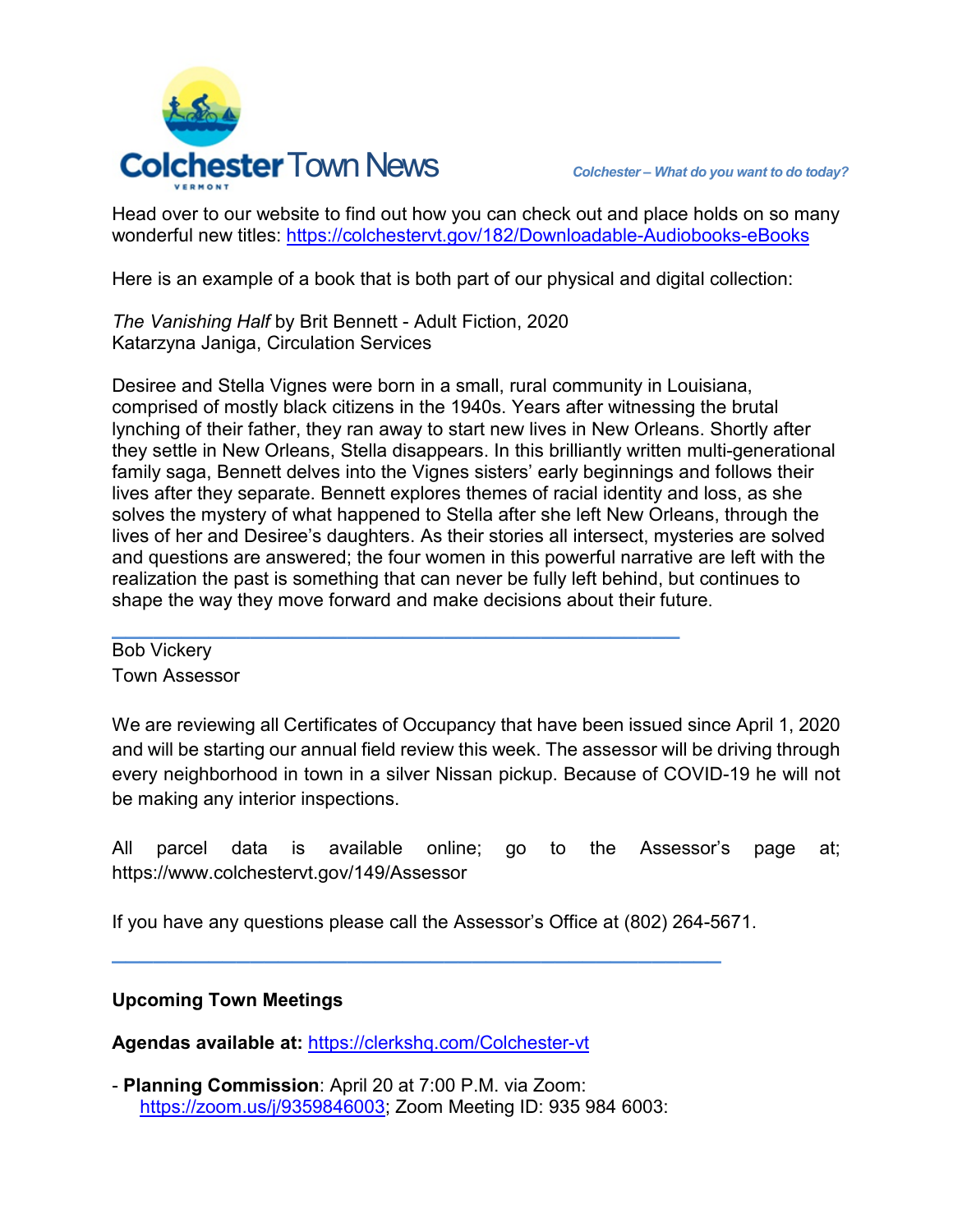Head over to our website to find out how you can check out and place holds on so many wonderful new titles: https://colchestervt.gov/182/Downloadable-Audiobooks-eBooks

Here is an example of a book that is both part of our physical and digital collection:

*The Vanishing Half* by Brit Bennett - Adult Fiction, 2020
Katarzyna Janiga, Circulation Services

Desiree and Stella Vignes were born in a small, rural community in Louisiana, comprised of mostly black citizens in the 1940s. Years after witnessing the brutal lynching of their father, they ran away to start new lives in New Orleans. Shortly after they settle in New Orleans, Stella disappears. In this brilliantly written multi-generational family saga, Bennett delves into the Vignes sisters' early beginnings and follows their lives after they separate. Bennett explores themes of racial identity and loss, as she solves the mystery of what happened to Stella after she left New Orleans, through the lives of her and Desiree's daughters. As their stories all intersect, mysteries are solved and questions are answered; the four women in this powerful narrative are left with the realization the past is something that can never be fully left behind, but continues to shape the way they move forward and make decisions about their future.

---

Bob Vickery
Town Assessor

We are reviewing all Certificates of Occupancy that have been issued since April 1, 2020 and will be starting our annual field review this week. The assessor will be driving through every neighborhood in town in a silver Nissan pickup. Because of COVID-19 he will not be making any interior inspections.

All parcel data is available online; go to the Assessor's page at; https://www.colchestervt.gov/149/Assessor

If you have any questions please call the Assessor's Office at (802) 264-5671.

---

**Upcoming Town Meetings**

**Agendas available at:** https://clerkshq.com/Colchester-vt

- **Planning Commission**: April 20 at 7:00 P.M. via Zoom: https://zoom.us/j/9359846003; Zoom Meeting ID: 935 984 6003: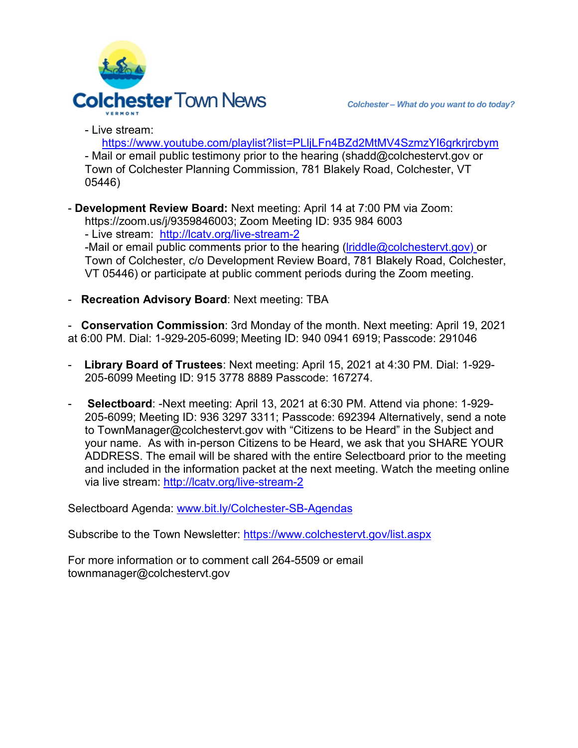- Live stream: https://www.youtube.com/playlist?list=PLljLFn4BZd2MtMV4SzmzYI6grkrjrcbym
- Mail or email public testimony prior to the hearing (shadd@colchestervt.gov or Town of Colchester Planning Commission, 781 Blakely Road, Colchester, VT 05446)

- **Development Review Board:** Next meeting: April 14 at 7:00 PM via Zoom: https://zoom.us/j/9359846003; Zoom Meeting ID: 935 984 6003
  - Live stream: http://lcatv.org/live-stream-2
  - Mail or email public comments prior to the hearing (lriddle@colchestervt.gov) or Town of Colchester, c/o Development Review Board, 781 Blakely Road, Colchester, VT 05446) or participate at public comment periods during the Zoom meeting.

- **Recreation Advisory Board**: Next meeting: TBA

- **Conservation Commission**: 3rd Monday of the month. Next meeting: April 19, 2021 at 6:00 PM. Dial: 1-929-205-6099; Meeting ID: 940 0941 6919; Passcode: 291046

- **Library Board of Trustees**: Next meeting: April 15, 2021 at 4:30 PM. Dial: 1-929-205-6099 Meeting ID: 915 3778 8889 Passcode: 167274.

- **Selectboard**: -Next meeting: April 13, 2021 at 6:30 PM. Attend via phone: 1-929-205-6099; Meeting ID: 936 3297 3311; Passcode: 692394 Alternatively, send a note to TownManager@colchestervt.gov with "Citizens to be Heard" in the Subject and your name. As with in-person Citizens to be Heard, we ask that you SHARE YOUR ADDRESS. The email will be shared with the entire Selectboard prior to the meeting and included in the information packet at the next meeting. Watch the meeting online via live stream: http://lcatv.org/live-stream-2

Selectboard Agenda: www.bit.ly/Colchester-SB-Agendas

Subscribe to the Town Newsletter: https://www.colchestervt.gov/list.aspx

For more information or to comment call 264-5509 or email townmanager@colchestervt.gov